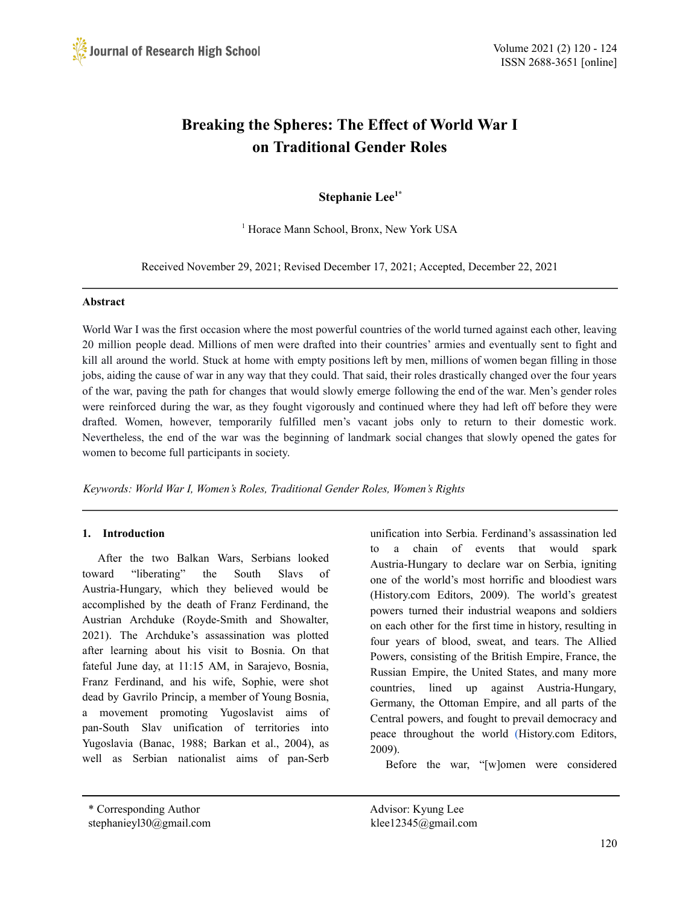# Breaking the Spheres: The Effect of World War I on Traditional Gender Roles

**Stephanie Lee**[1*]

[1] Horace Mann School, Bronx, New York USA

Received November 29, 2021; Revised December 17, 2021; Accepted, December 22, 2021

## Abstract

World War I was the first occasion where the most powerful countries of the world turned against each other, leaving 20 million people dead. Millions of men were drafted into their countries' armies and eventually sent to fight and kill all around the world. Stuck at home with empty positions left by men, millions of women began filling in those jobs, aiding the cause of war in any way that they could. That said, their roles drastically changed over the four years of the war, paving the path for changes that would slowly emerge following the end of the war. Men's gender roles were reinforced during the war, as they fought vigorously and continued where they had left off before they were drafted. Women, however, temporarily fulfilled men's vacant jobs only to return to their domestic work. Nevertheless, the end of the war was the beginning of landmark social changes that slowly opened the gates for women to become full participants in society.

*Keywords: World War I, Women's Roles, Traditional Gender Roles, Women's Rights*

## 1. Introduction

After the two Balkan Wars, Serbians looked toward "liberating" the South Slavs of Austria-Hungary, which they believed would be accomplished by the death of Franz Ferdinand, the Austrian Archduke (Royde-Smith and Showalter, 2021). The Archduke's assassination was plotted after learning about his visit to Bosnia. On that fateful June day, at 11:15 AM, in Sarajevo, Bosnia, Franz Ferdinand, and his wife, Sophie, were shot dead by Gavrilo Princip, a member of Young Bosnia, a movement promoting Yugoslavist aims of pan-South Slav unification of territories into Yugoslavia (Banac, 1988; Barkan et al., 2004), as well as Serbian nationalist aims of pan-Serb unification into Serbia. Ferdinand's assassination led to a chain of events that would spark Austria-Hungary to declare war on Serbia, igniting one of the world's most horrific and bloodiest wars (History.com Editors, 2009). The world's greatest powers turned their industrial weapons and soldiers on each other for the first time in history, resulting in four years of blood, sweat, and tears. The Allied Powers, consisting of the British Empire, France, the Russian Empire, the United States, and many more countries, lined up against Austria-Hungary, Germany, the Ottoman Empire, and all parts of the Central powers, and fought to prevail democracy and peace throughout the world (History.com Editors, 2009).

Before the war, "[w]omen were considered

---

* Corresponding Author
stephanieyl30@gmail.com

Advisor: Kyung Lee
klee12345@gmail.com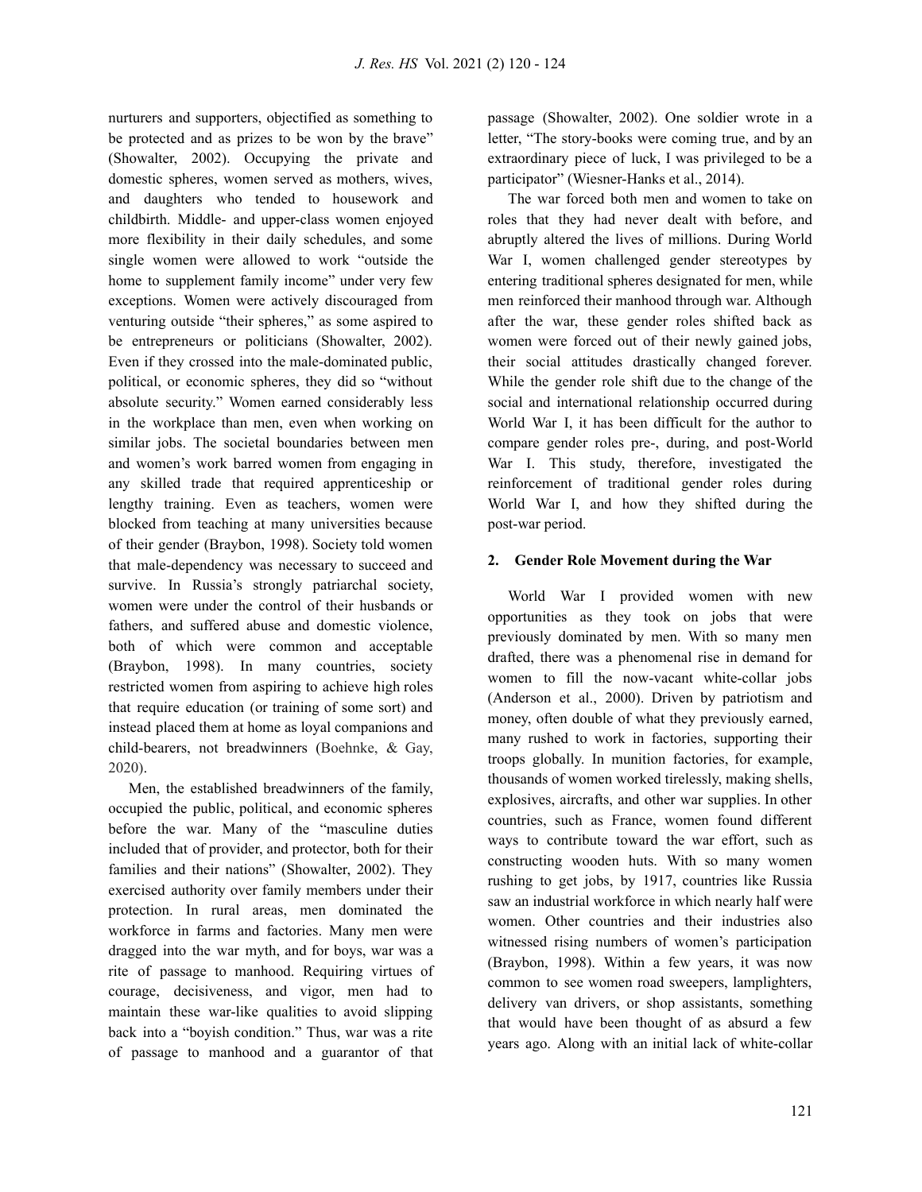nurturers and supporters, objectified as something to be protected and as prizes to be won by the brave" (Showalter, 2002). Occupying the private and domestic spheres, women served as mothers, wives, and daughters who tended to housework and childbirth. Middle- and upper-class women enjoyed more flexibility in their daily schedules, and some single women were allowed to work "outside the home to supplement family income" under very few exceptions. Women were actively discouraged from venturing outside "their spheres," as some aspired to be entrepreneurs or politicians (Showalter, 2002). Even if they crossed into the male-dominated public, political, or economic spheres, they did so "without absolute security." Women earned considerably less in the workplace than men, even when working on similar jobs. The societal boundaries between men and women's work barred women from engaging in any skilled trade that required apprenticeship or lengthy training. Even as teachers, women were blocked from teaching at many universities because of their gender (Braybon, 1998). Society told women that male-dependency was necessary to succeed and survive. In Russia's strongly patriarchal society, women were under the control of their husbands or fathers, and suffered abuse and domestic violence, both of which were common and acceptable (Braybon, 1998). In many countries, society restricted women from aspiring to achieve high roles that require education (or training of some sort) and instead placed them at home as loyal companions and child-bearers, not breadwinners (Boehnke, & Gay, 2020).

Men, the established breadwinners of the family, occupied the public, political, and economic spheres before the war. Many of the "masculine duties included that of provider, and protector, both for their families and their nations" (Showalter, 2002). They exercised authority over family members under their protection. In rural areas, men dominated the workforce in farms and factories. Many men were dragged into the war myth, and for boys, war was a rite of passage to manhood. Requiring virtues of courage, decisiveness, and vigor, men had to maintain these war-like qualities to avoid slipping back into a "boyish condition." Thus, war was a rite of passage to manhood and a guarantor of that passage (Showalter, 2002). One soldier wrote in a letter, "The story-books were coming true, and by an extraordinary piece of luck, I was privileged to be a participator" (Wiesner-Hanks et al., 2014).

The war forced both men and women to take on roles that they had never dealt with before, and abruptly altered the lives of millions. During World War I, women challenged gender stereotypes by entering traditional spheres designated for men, while men reinforced their manhood through war. Although after the war, these gender roles shifted back as women were forced out of their newly gained jobs, their social attitudes drastically changed forever. While the gender role shift due to the change of the social and international relationship occurred during World War I, it has been difficult for the author to compare gender roles pre-, during, and post-World War I. This study, therefore, investigated the reinforcement of traditional gender roles during World War I, and how they shifted during the post-war period.

## 2. Gender Role Movement during the War

World War I provided women with new opportunities as they took on jobs that were previously dominated by men. With so many men drafted, there was a phenomenal rise in demand for women to fill the now-vacant white-collar jobs (Anderson et al., 2000). Driven by patriotism and money, often double of what they previously earned, many rushed to work in factories, supporting their troops globally. In munition factories, for example, thousands of women worked tirelessly, making shells, explosives, aircrafts, and other war supplies. In other countries, such as France, women found different ways to contribute toward the war effort, such as constructing wooden huts. With so many women rushing to get jobs, by 1917, countries like Russia saw an industrial workforce in which nearly half were women. Other countries and their industries also witnessed rising numbers of women's participation (Braybon, 1998). Within a few years, it was now common to see women road sweepers, lamplighters, delivery van drivers, or shop assistants, something that would have been thought of as absurd a few years ago. Along with an initial lack of white-collar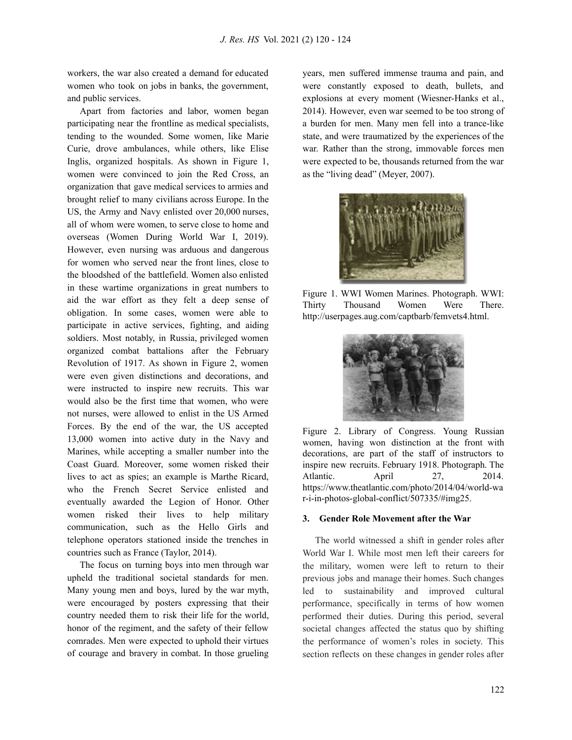workers, the war also created a demand for educated women who took on jobs in banks, the government, and public services.

Apart from factories and labor, women began participating near the frontline as medical specialists, tending to the wounded. Some women, like Marie Curie, drove ambulances, while others, like Elise Inglis, organized hospitals. As shown in Figure 1, women were convinced to join the Red Cross, an organization that gave medical services to armies and brought relief to many civilians across Europe. In the US, the Army and Navy enlisted over 20,000 nurses, all of whom were women, to serve close to home and overseas (Women During World War I, 2019). However, even nursing was arduous and dangerous for women who served near the front lines, close to the bloodshed of the battlefield. Women also enlisted in these wartime organizations in great numbers to aid the war effort as they felt a deep sense of obligation. In some cases, women were able to participate in active services, fighting, and aiding soldiers. Most notably, in Russia, privileged women organized combat battalions after the February Revolution of 1917. As shown in Figure 2, women were even given distinctions and decorations, and were instructed to inspire new recruits. This war would also be the first time that women, who were not nurses, were allowed to enlist in the US Armed Forces. By the end of the war, the US accepted 13,000 women into active duty in the Navy and Marines, while accepting a smaller number into the Coast Guard. Moreover, some women risked their lives to act as spies; an example is Marthe Ricard, who the French Secret Service enlisted and eventually awarded the Legion of Honor. Other women risked their lives to help military communication, such as the Hello Girls and telephone operators stationed inside the trenches in countries such as France (Taylor, 2014).

The focus on turning boys into men through war upheld the traditional societal standards for men. Many young men and boys, lured by the war myth, were encouraged by posters expressing that their country needed them to risk their life for the world, honor of the regiment, and the safety of their fellow comrades. Men were expected to uphold their virtues of courage and bravery in combat. In those grueling years, men suffered immense trauma and pain, and were constantly exposed to death, bullets, and explosions at every moment (Wiesner-Hanks et al., 2014). However, even war seemed to be too strong of a burden for men. Many men fell into a trance-like state, and were traumatized by the experiences of the war. Rather than the strong, immovable forces men were expected to be, thousands returned from the war as the "living dead" (Meyer, 2007).

Figure 1. WWI Women Marines. Photograph. WWI: Thirty Thousand Women Were There. http://userpages.aug.com/captbarb/femvets4.html.

Figure 2. Library of Congress. Young Russian women, having won distinction at the front with decorations, are part of the staff of instructors to inspire new recruits. February 1918. Photograph. The Atlantic. April 27, 2014. https://www.theatlantic.com/photo/2014/04/world-war-i-in-photos-global-conflict/507335/#img25.

### 3. Gender Role Movement after the War

The world witnessed a shift in gender roles after World War I. While most men left their careers for the military, women were left to return to their previous jobs and manage their homes. Such changes led to sustainability and improved cultural performance, specifically in terms of how women performed their duties. During this period, several societal changes affected the status quo by shifting the performance of women's roles in society. This section reflects on these changes in gender roles after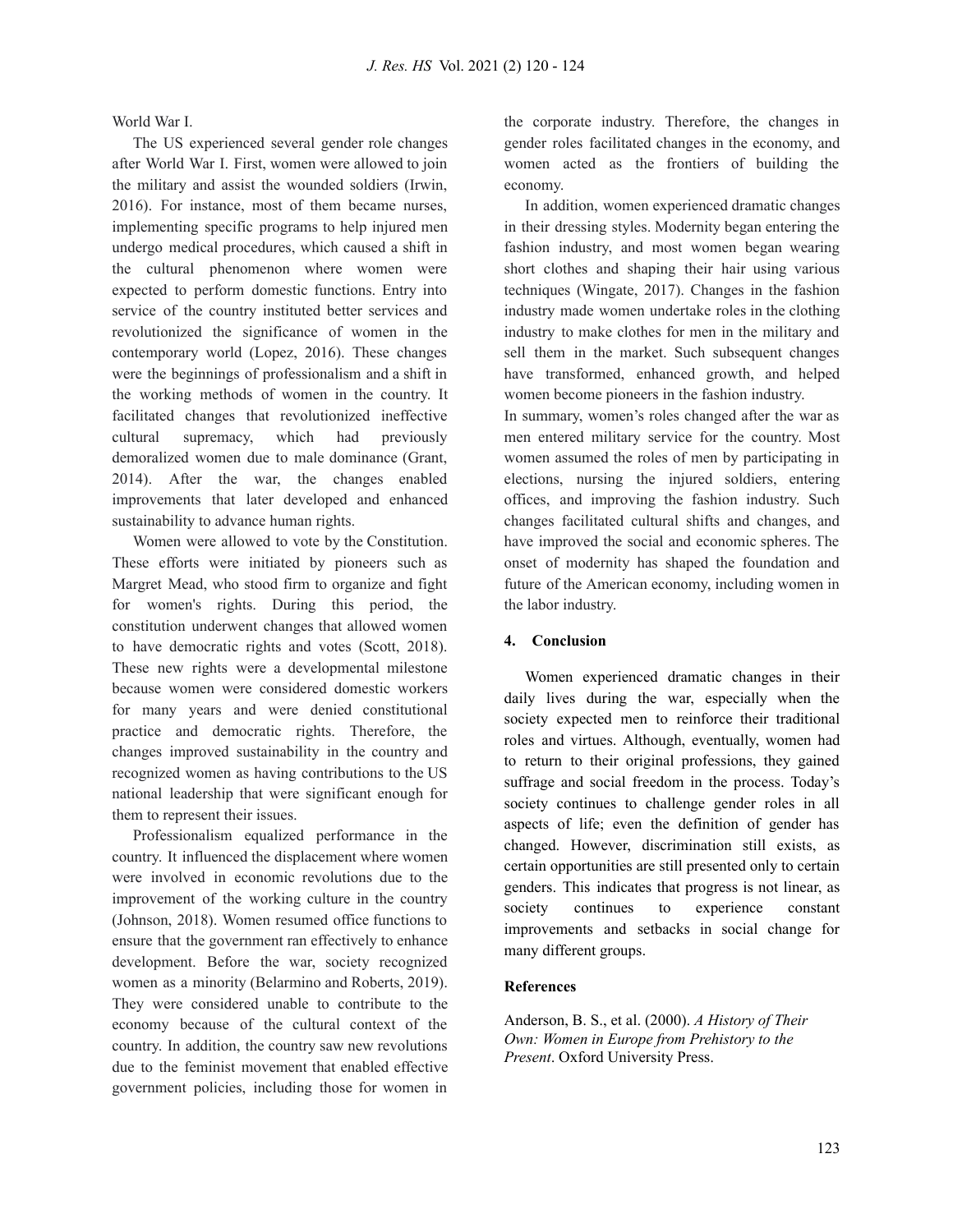World War I.

The US experienced several gender role changes after World War I. First, women were allowed to join the military and assist the wounded soldiers (Irwin, 2016). For instance, most of them became nurses, implementing specific programs to help injured men undergo medical procedures, which caused a shift in the cultural phenomenon where women were expected to perform domestic functions. Entry into service of the country instituted better services and revolutionized the significance of women in the contemporary world (Lopez, 2016). These changes were the beginnings of professionalism and a shift in the working methods of women in the country. It facilitated changes that revolutionized ineffective cultural supremacy, which had previously demoralized women due to male dominance (Grant, 2014). After the war, the changes enabled improvements that later developed and enhanced sustainability to advance human rights.

Women were allowed to vote by the Constitution. These efforts were initiated by pioneers such as Margret Mead, who stood firm to organize and fight for women's rights. During this period, the constitution underwent changes that allowed women to have democratic rights and votes (Scott, 2018). These new rights were a developmental milestone because women were considered domestic workers for many years and were denied constitutional practice and democratic rights. Therefore, the changes improved sustainability in the country and recognized women as having contributions to the US national leadership that were significant enough for them to represent their issues.

Professionalism equalized performance in the country. It influenced the displacement where women were involved in economic revolutions due to the improvement of the working culture in the country (Johnson, 2018). Women resumed office functions to ensure that the government ran effectively to enhance development. Before the war, society recognized women as a minority (Belarmino and Roberts, 2019). They were considered unable to contribute to the economy because of the cultural context of the country. In addition, the country saw new revolutions due to the feminist movement that enabled effective government policies, including those for women in the corporate industry. Therefore, the changes in gender roles facilitated changes in the economy, and women acted as the frontiers of building the economy.

In addition, women experienced dramatic changes in their dressing styles. Modernity began entering the fashion industry, and most women began wearing short clothes and shaping their hair using various techniques (Wingate, 2017). Changes in the fashion industry made women undertake roles in the clothing industry to make clothes for men in the military and sell them in the market. Such subsequent changes have transformed, enhanced growth, and helped women become pioneers in the fashion industry.

In summary, women's roles changed after the war as men entered military service for the country. Most women assumed the roles of men by participating in elections, nursing the injured soldiers, entering offices, and improving the fashion industry. Such changes facilitated cultural shifts and changes, and have improved the social and economic spheres. The onset of modernity has shaped the foundation and future of the American economy, including women in the labor industry.

## 4. Conclusion

Women experienced dramatic changes in their daily lives during the war, especially when the society expected men to reinforce their traditional roles and virtues. Although, eventually, women had to return to their original professions, they gained suffrage and social freedom in the process. Today's society continues to challenge gender roles in all aspects of life; even the definition of gender has changed. However, discrimination still exists, as certain opportunities are still presented only to certain genders. This indicates that progress is not linear, as society continues to experience constant improvements and setbacks in social change for many different groups.

## References

Anderson, B. S., et al. (2000). *A History of Their Own: Women in Europe from Prehistory to the Present*. Oxford University Press.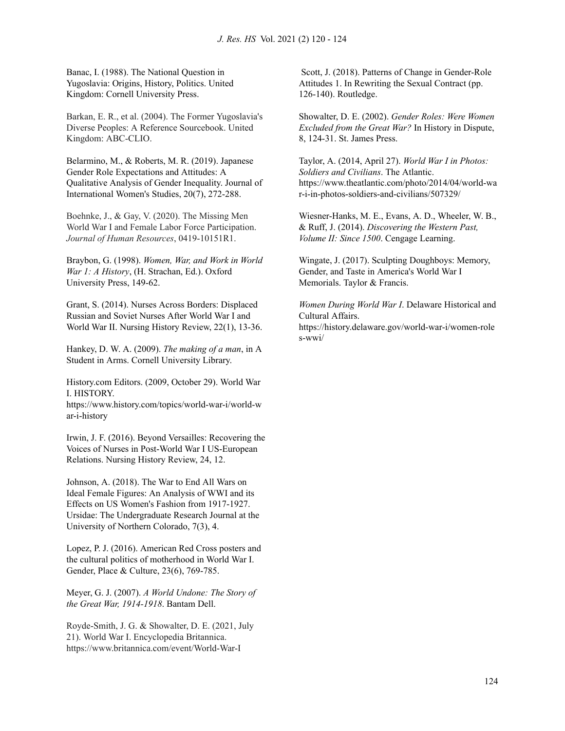Banac, I. (1988). The National Question in Yugoslavia: Origins, History, Politics. United Kingdom: Cornell University Press.

Barkan, E. R., et al. (2004). The Former Yugoslavia's Diverse Peoples: A Reference Sourcebook. United Kingdom: ABC-CLIO.

Belarmino, M., & Roberts, M. R. (2019). Japanese Gender Role Expectations and Attitudes: A Qualitative Analysis of Gender Inequality. Journal of International Women's Studies, 20(7), 272-288.

Boehnke, J., & Gay, V. (2020). The Missing Men World War I and Female Labor Force Participation. *Journal of Human Resources*, 0419-10151R1.

Braybon, G. (1998). *Women, War, and Work in World War 1: A History*, (H. Strachan, Ed.). Oxford University Press, 149-62.

Grant, S. (2014). Nurses Across Borders: Displaced Russian and Soviet Nurses After World War I and World War II. Nursing History Review, 22(1), 13-36.

Hankey, D. W. A. (2009). *The making of a man*, in A Student in Arms. Cornell University Library.

History.com Editors. (2009, October 29). World War I. HISTORY. https://www.history.com/topics/world-war-i/world-war-i-history

Irwin, J. F. (2016). Beyond Versailles: Recovering the Voices of Nurses in Post-World War I US-European Relations. Nursing History Review, 24, 12.

Johnson, A. (2018). The War to End All Wars on Ideal Female Figures: An Analysis of WWI and its Effects on US Women's Fashion from 1917-1927. Ursidae: The Undergraduate Research Journal at the University of Northern Colorado, 7(3), 4.

Lopez, P. J. (2016). American Red Cross posters and the cultural politics of motherhood in World War I. Gender, Place & Culture, 23(6), 769-785.

Meyer, G. J. (2007). *A World Undone: The Story of the Great War, 1914-1918*. Bantam Dell.

Royde-Smith, J. G. & Showalter, D. E. (2021, July 21). World War I. Encyclopedia Britannica. https://www.britannica.com/event/World-War-I

Scott, J. (2018). Patterns of Change in Gender-Role Attitudes 1. In Rewriting the Sexual Contract (pp. 126-140). Routledge.

Showalter, D. E. (2002). *Gender Roles: Were Women Excluded from the Great War?* In History in Dispute, 8, 124-31. St. James Press.

Taylor, A. (2014, April 27). *World War I in Photos: Soldiers and Civilians*. The Atlantic. https://www.theatlantic.com/photo/2014/04/world-war-i-in-photos-soldiers-and-civilians/507329/

Wiesner-Hanks, M. E., Evans, A. D., Wheeler, W. B., & Ruff, J. (2014). *Discovering the Western Past, Volume II: Since 1500*. Cengage Learning.

Wingate, J. (2017). Sculpting Doughboys: Memory, Gender, and Taste in America's World War I Memorials. Taylor & Francis.

*Women During World War I*. Delaware Historical and Cultural Affairs. https://history.delaware.gov/world-war-i/women-roles-wwi/